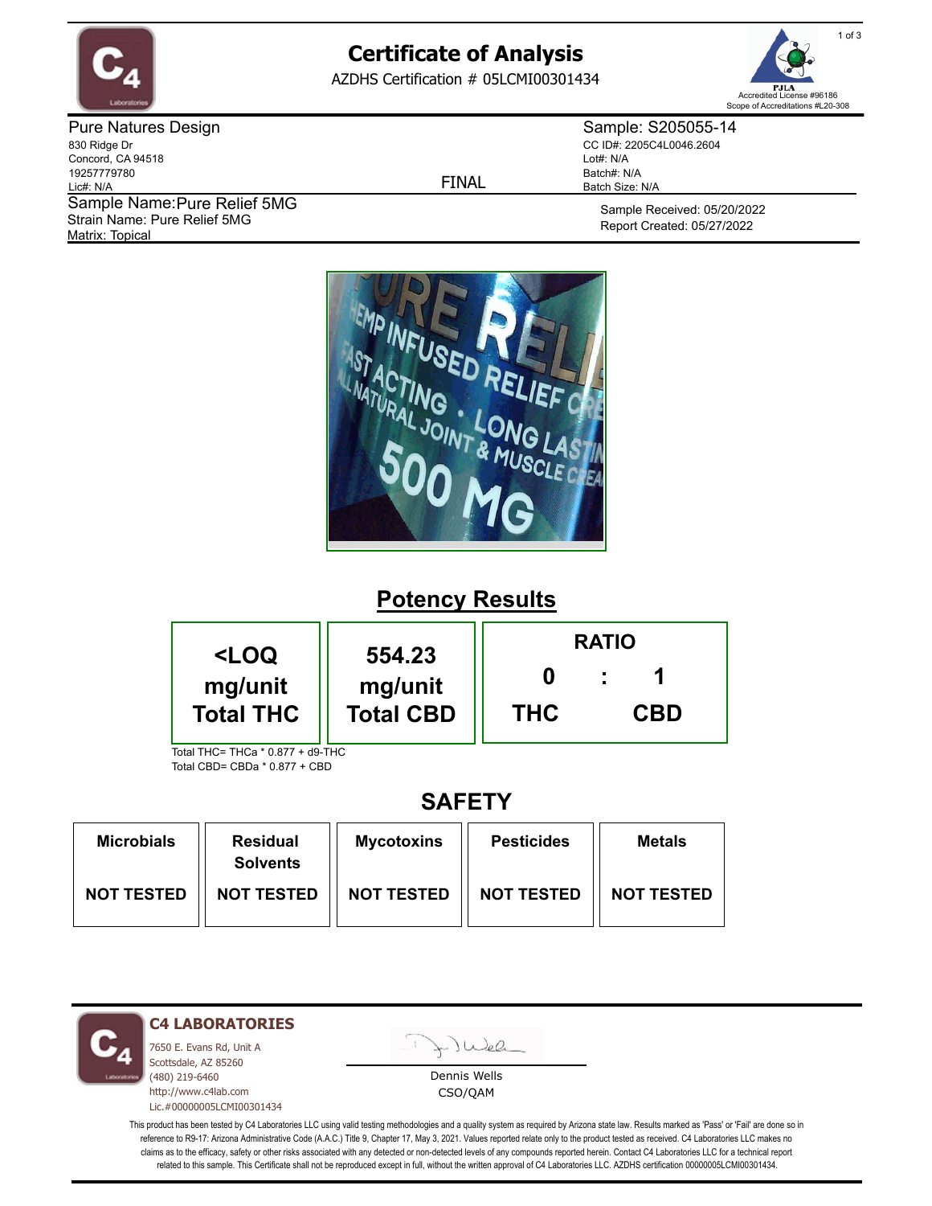# Certificate of Analysis

AZDHS Certification # 05LCMI00301434

Accredited License #96186
Scope of Accreditations #L20-308

**Pure Natures Design**
830 Ridge Dr
Concord, CA 94518
19257779780
Lic#: N/A

**Sample Name:** Pure Relief 5MG
Strain Name: Pure Relief 5MG
Matrix: Topical

FINAL

**Sample: S205055-14**
CC ID#: 2205C4L0046.2604
Lot#: N/A
Batch#: N/A
Batch Size: N/A

Sample Received: 05/20/2022
Report Created: 05/27/2022

## Potency Results

| <LOQ mg/unit Total THC | 554.23 mg/unit Total CBD | RATIO 0 THC : 1 CBD |
|---|---|---|

Total THC= THCa * 0.877 + d9-THC
Total CBD= CBDa * 0.877 + CBD

## SAFETY

| Microbials | Residual Solvents | Mycotoxins | Pesticides | Metals |
|---|---|---|---|---|
| NOT TESTED | NOT TESTED | NOT TESTED | NOT TESTED | NOT TESTED |

**C4 LABORATORIES**
7650 E. Evans Rd, Unit A
Scottsdale, AZ 85260
(480) 219-6460
http://www.c4lab.com
Lic.#00000005LCMI00301434

Dennis Wells
CSO/QAM

This product has been tested by C4 Laboratories LLC using valid testing methodologies and a quality system as required by Arizona state law. Results marked as 'Pass' or 'Fail' are done so in reference to R9-17: Arizona Administrative Code (A.A.C.) Title 9, Chapter 17, May 3, 2021. Values reported relate only to the product tested as received. C4 Laboratories LLC makes no claims as to the efficacy, safety or other risks associated with any detected or non-detected levels of any compounds reported herein. Contact C4 Laboratories LLC for a technical report related to this sample. This Certificate shall not be reproduced except in full, without the written approval of C4 Laboratories LLC. AZDHS certification 00000005LCMI00301434.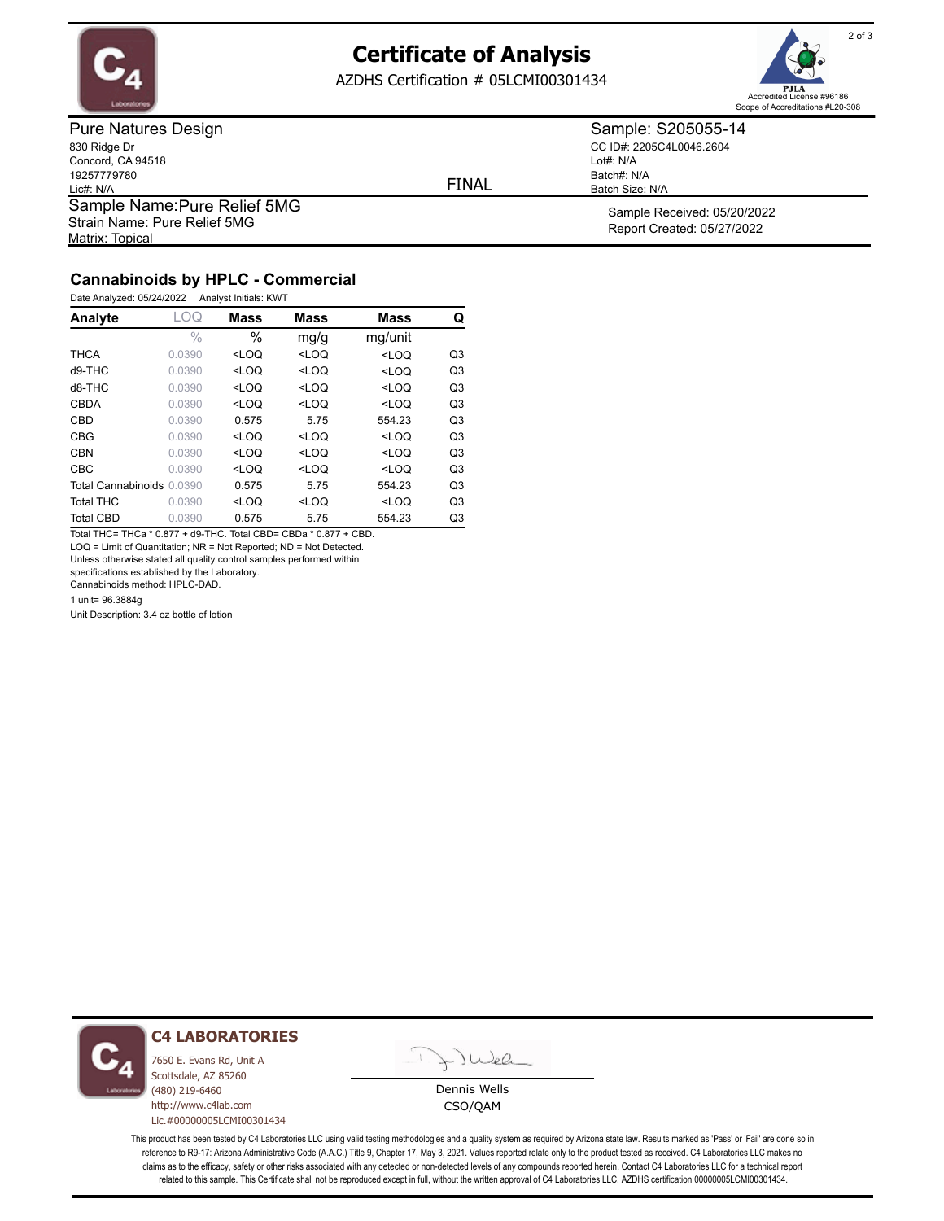# Certificate of Analysis

AZDHS Certification # 05LCMI00301434

Accredited License #96186
Scope of Accreditations #L20-308

**Pure Natures Design**
830 Ridge Dr
Concord, CA 94518
19257779780
Lic#: N/A

**Sample: S205055-14**
CC ID#: 2205C4L0046.2604
Lot#: N/A
Batch#: N/A
Batch Size: N/A

FINAL

Sample Name: Pure Relief 5MG
Strain Name: Pure Relief 5MG
Matrix: Topical

Sample Received: 05/20/2022
Report Created: 05/27/2022

## Cannabinoids by HPLC - Commercial

Date Analyzed: 05/24/2022 Analyst Initials: KWT

| Analyte | LOQ | Mass | Mass | Mass | Q |
|---|---|---|---|---|---|
| | % | % | mg/g | mg/unit | |
| THCA | 0.0390 | <LOQ | <LOQ | <LOQ | Q3 |
| d9-THC | 0.0390 | <LOQ | <LOQ | <LOQ | Q3 |
| d8-THC | 0.0390 | <LOQ | <LOQ | <LOQ | Q3 |
| CBDA | 0.0390 | <LOQ | <LOQ | <LOQ | Q3 |
| CBD | 0.0390 | 0.575 | 5.75 | 554.23 | Q3 |
| CBG | 0.0390 | <LOQ | <LOQ | <LOQ | Q3 |
| CBN | 0.0390 | <LOQ | <LOQ | <LOQ | Q3 |
| CBC | 0.0390 | <LOQ | <LOQ | <LOQ | Q3 |
| Total Cannabinoids | 0.0390 | 0.575 | 5.75 | 554.23 | Q3 |
| Total THC | 0.0390 | <LOQ | <LOQ | <LOQ | Q3 |
| Total CBD | 0.0390 | 0.575 | 5.75 | 554.23 | Q3 |

Total THC= THCa * 0.877 + d9-THC. Total CBD= CBDa * 0.877 + CBD.
LOQ = Limit of Quantitation; NR = Not Reported; ND = Not Detected.
Unless otherwise stated all quality control samples performed within specifications established by the Laboratory.
Cannabinoids method: HPLC-DAD.

1 unit= 96.3884g

Unit Description: 3.4 oz bottle of lotion

**C4 LABORATORIES**
7650 E. Evans Rd, Unit A
Scottsdale, AZ 85260
(480) 219-6460
http://www.c4lab.com
Lic.#00000005LCMI00301434

Dennis Wells
CSO/QAM

This product has been tested by C4 Laboratories LLC using valid testing methodologies and a quality system as required by Arizona state law. Results marked as 'Pass' or 'Fail' are done so in reference to R9-17: Arizona Administrative Code (A.A.C.) Title 9, Chapter 17, May 3, 2021. Values reported relate only to the product tested as received. C4 Laboratories LLC makes no claims as to the efficacy, safety or other risks associated with any detected or non-detected levels of any compounds reported herein. Contact C4 Laboratories LLC for a technical report related to this sample. This Certificate shall not be reproduced except in full, without the written approval of C4 Laboratories LLC. AZDHS certification 00000005LCMI00301434.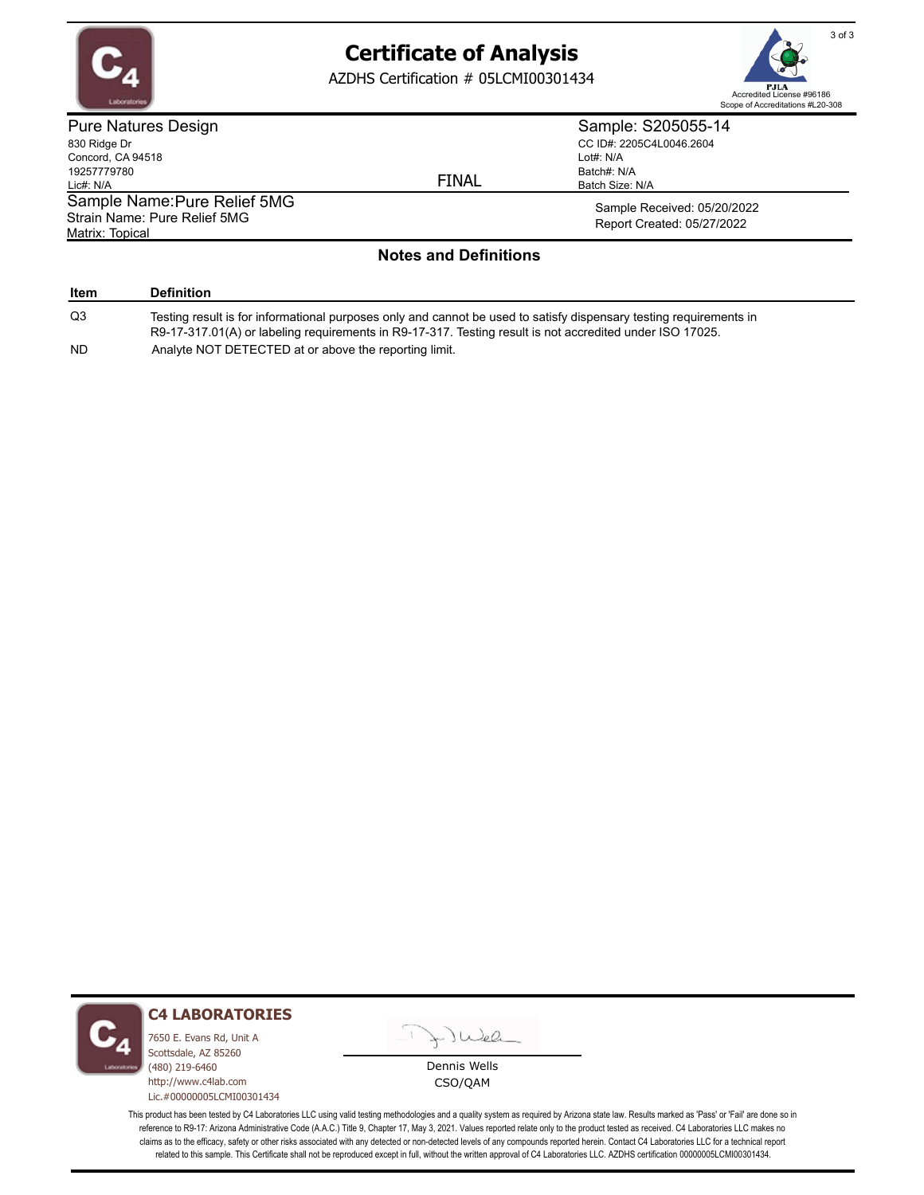# Certificate of Analysis

AZDHS Certification # 05LCMI00301434

PJLA Accredited License #96186
Scope of Accreditations #L20-308

**Pure Natures Design**
830 Ridge Dr
Concord, CA 94518
19257779780
Lic#: N/A

**Sample: S205055-14**
CC ID#: 2205C4L0046.2604
Lot#: N/A
Batch#: N/A
Batch Size: N/A

FINAL

**Sample Name:** Pure Relief 5MG
Strain Name: Pure Relief 5MG
Matrix: Topical

Sample Received: 05/20/2022
Report Created: 05/27/2022

## Notes and Definitions

| Item | Definition |
| --- | --- |
| Q3 | Testing result is for informational purposes only and cannot be used to satisfy dispensary testing requirements in R9-17-317.01(A) or labeling requirements in R9-17-317. Testing result is not accredited under ISO 17025. |
| ND | Analyte NOT DETECTED at or above the reporting limit. |

**C4 LABORATORIES**
7650 E. Evans Rd, Unit A
Scottsdale, AZ 85260
(480) 219-6460
http://www.c4lab.com
Lic.#00000005LCMI00301434

Dennis Wells
CSO/QAM

This product has been tested by C4 Laboratories LLC using valid testing methodologies and a quality system as required by Arizona state law. Results marked as 'Pass' or 'Fail' are done so in reference to R9-17: Arizona Administrative Code (A.A.C.) Title 9, Chapter 17, May 3, 2021. Values reported relate only to the product tested as received. C4 Laboratories LLC makes no claims as to the efficacy, safety or other risks associated with any detected or non-detected levels of any compounds reported herein. Contact C4 Laboratories LLC for a technical report related to this sample. This Certificate shall not be reproduced except in full, without the written approval of C4 Laboratories LLC. AZDHS certification 00000005LCMI00301434.